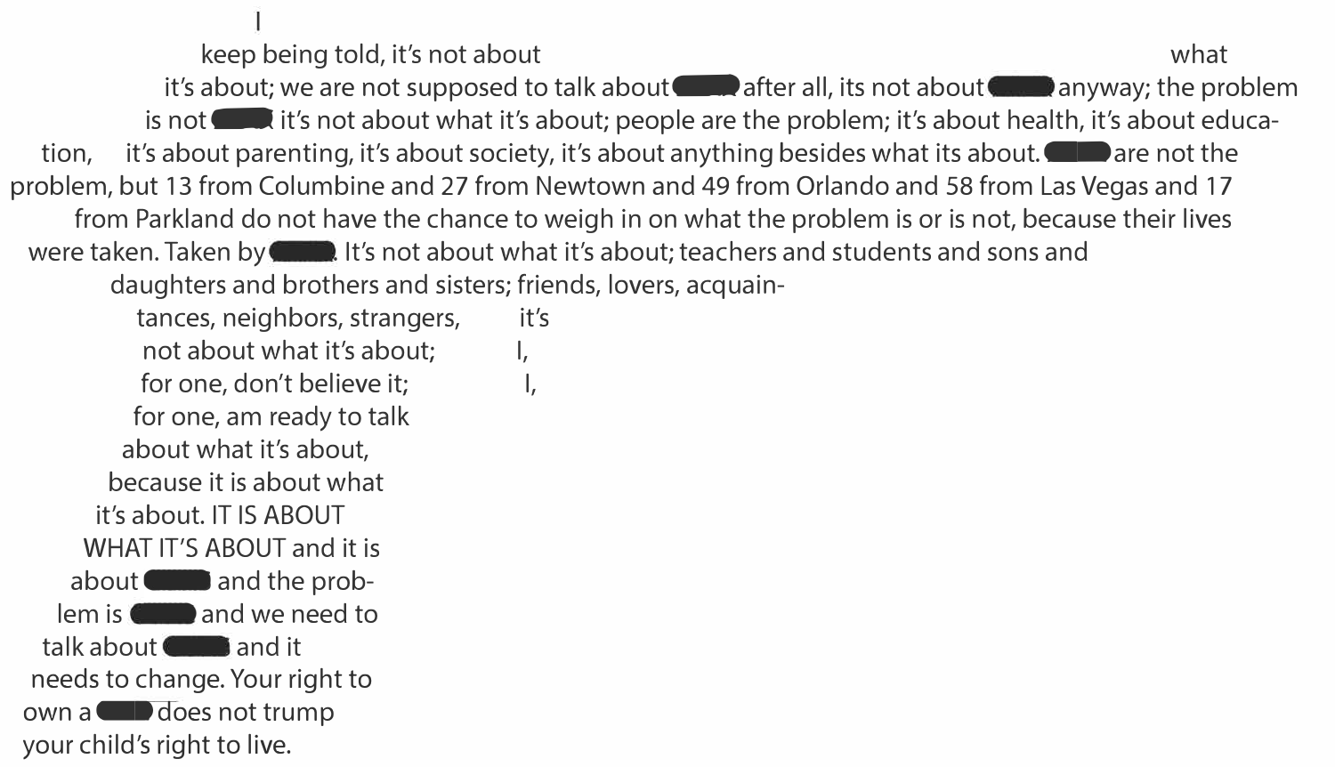I
keep being told, it's not about what
it's about; we are not supposed to talk about ████ after all, its not about ████ anyway; the problem
is not ████ it's not about what it's about; people are the problem; it's about health, it's about educa-
tion, it's about parenting, it's about society, it's about anything besides what its about. ████ are not the
problem, but 13 from Columbine and 27 from Newtown and 49 from Orlando and 58 from Las Vegas and 17
from Parkland do not have the chance to weigh in on what the problem is or is not, because their lives
were taken. Taken by ████. It's not about what it's about; teachers and students and sons and
daughters and brothers and sisters; friends, lovers, acquain-
tances, neighbors, strangers, it's
not about what it's about; I,
for one, don't believe it; I,
for one, am ready to talk
about what it's about,
because it is about what
it's about. IT IS ABOUT
WHAT IT'S ABOUT and it is
about ████ and the prob-
lem is ████ and we need to
talk about ████ and it
needs to change. Your right to
own a ████ does not trump
your child's right to live.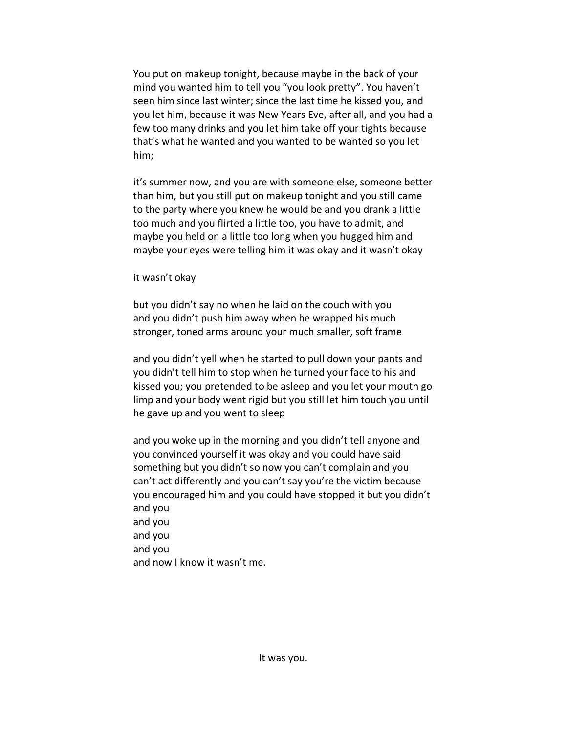You put on makeup tonight, because maybe in the back of your mind you wanted him to tell you "you look pretty". You haven't seen him since last winter; since the last time he kissed you, and you let him, because it was New Years Eve, after all, and you had a few too many drinks and you let him take off your tights because that's what he wanted and you wanted to be wanted so you let him;

it's summer now, and you are with someone else, someone better than him, but you still put on makeup tonight and you still came to the party where you knew he would be and you drank a little too much and you flirted a little too, you have to admit, and maybe you held on a little too long when you hugged him and maybe your eyes were telling him it was okay and it wasn't okay

it wasn't okay

but you didn't say no when he laid on the couch with you  
and you didn't push him away when he wrapped his much stronger, toned arms around your much smaller, soft frame

and you didn't yell when he started to pull down your pants and you didn't tell him to stop when he turned your face to his and kissed you; you pretended to be asleep and you let your mouth go limp and your body went rigid but you still let him touch you until he gave up and you went to sleep

and you woke up in the morning and you didn't tell anyone and you convinced yourself it was okay and you could have said something but you didn't so now you can't complain and you can't act differently and you can't say you're the victim because you encouraged him and you could have stopped it but you didn't  
and you  
and you  
and you  
and you  
and now I know it wasn't me.

It was you.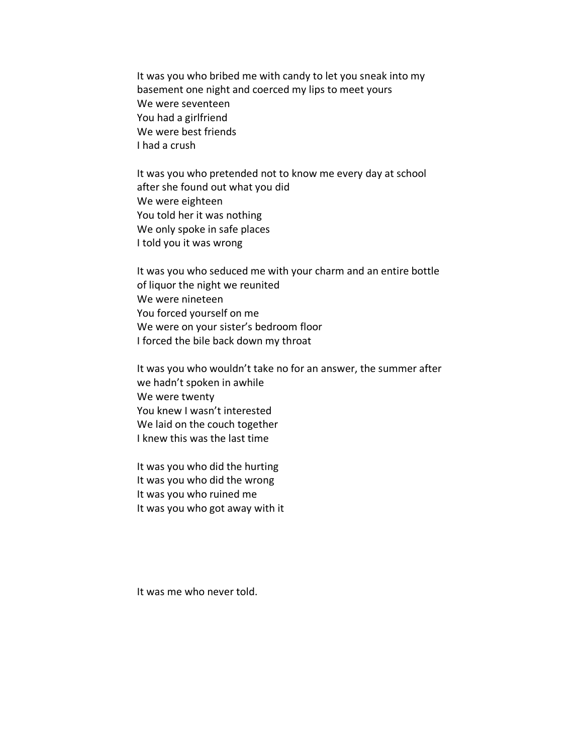It was you who bribed me with candy to let you sneak into my basement one night and coerced my lips to meet yours
We were seventeen
You had a girlfriend
We were best friends
I had a crush

It was you who pretended not to know me every day at school after she found out what you did
We were eighteen
You told her it was nothing
We only spoke in safe places
I told you it was wrong

It was you who seduced me with your charm and an entire bottle of liquor the night we reunited
We were nineteen
You forced yourself on me
We were on your sister's bedroom floor
I forced the bile back down my throat

It was you who wouldn't take no for an answer, the summer after we hadn't spoken in awhile
We were twenty
You knew I wasn't interested
We laid on the couch together
I knew this was the last time

It was you who did the hurting
It was you who did the wrong
It was you who ruined me
It was you who got away with it

It was me who never told.